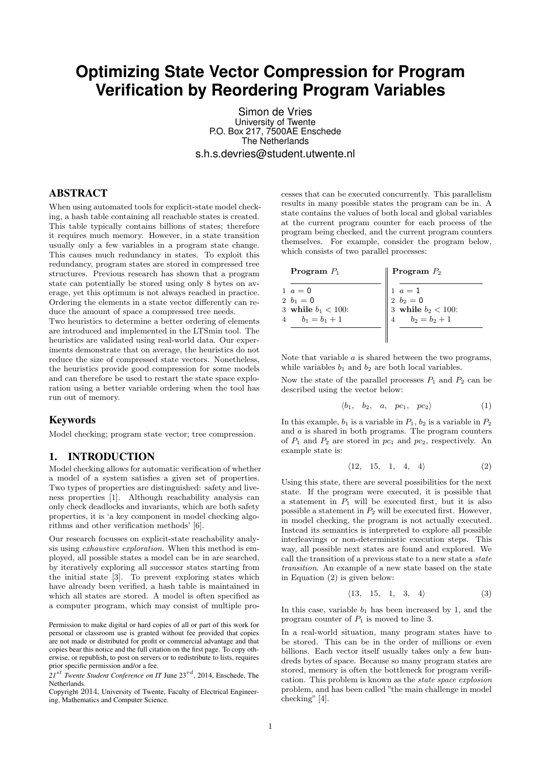# Optimizing State Vector Compression for Program Verification by Reordering Program Variables

Simon de Vries
University of Twente
P.O. Box 217, 7500AE Enschede
The Netherlands
s.h.s.devries@student.utwente.nl

## ABSTRACT

When using automated tools for explicit-state model checking, a hash table containing all reachable states is created. This table typically contains billions of states; therefore it requires much memory. However, in a state transition usually only a few variables in a program state change. This causes much redundancy in states. To exploit this redundancy, program states are stored in compressed tree structures. Previous research has shown that a program state can potentially be stored using only 8 bytes on average, yet this optimum is not always reached in practice. Ordering the elements in a state vector differently can reduce the amount of space a compressed tree needs.

Two heuristics to determine a better ordering of elements are introduced and implemented in the LTSmin tool. The heuristics are validated using real-world data. Our experiments demonstrate that on average, the heuristics do not reduce the size of compressed state vectors. Nonetheless, the heuristics provide good compression for some models and can therefore be used to restart the state space exploration using a better variable ordering when the tool has run out of memory.

## Keywords

Model checking; program state vector; tree compression.

## 1. INTRODUCTION

Model checking allows for automatic verification of whether a model of a system satisfies a given set of properties. Two types of properties are distinguished: safety and liveness properties [1]. Although reachability analysis can only check deadlocks and invariants, which are both safety properties, it is 'a key component in model checking algorithms and other verification methods' [6].

Our research focusses on explicit-state reachability analysis using *exhaustive exploration*. When this method is employed, all possible states a model can be in are searched, by iteratively exploring all successor states starting from the initial state [3]. To prevent exploring states which have already been verified, a hash table is maintained in which all states are stored. A model is often specified as a computer program, which may consist of multiple processes that can be executed concurrently. This parallelism results in many possible states the program can be in. A state contains the values of both local and global variables at the current program counter for each process of the program being checked, and the current program counters themselves. For example, consider the program below, which consists of two parallel processes:

| **Program $P_1$** | **Program $P_2$** |
|---|---|
| 1 $a = 0$ | 1 $a = 1$ |
| 2 $b_1 = 0$ | 2 $b_2 = 0$ |
| 3 **while** $b_1 < 100$: | 3 **while** $b_2 < 100$: |
| 4 $\quad b_1 = b_1 + 1$ | 4 $\quad b_2 = b_2 + 1$ |

Note that variable $a$ is shared between the two programs, while variables $b_1$ and $b_2$ are both local variables.

Now the state of the parallel processes $P_1$ and $P_2$ can be described using the vector below:

$$\langle b_1, \quad b_2, \quad a, \quad pc_1, \quad pc_2 \rangle \tag{1}$$

In this example, $b_1$ is a variable in $P_1$, $b_2$ is a variable in $P_2$ and $a$ is shared in both programs. The program counters of $P_1$ and $P_2$ are stored in $pc_1$ and $pc_2$, respectively. An example state is:

$$\langle 12, \quad 15, \quad 1, \quad 4, \quad 4 \rangle \tag{2}$$

Using this state, there are several possibilities for the next state. If the program were executed, it is possible that a statement in $P_1$ will be executed first, but it is also possible a statement in $P_2$ will be executed first. However, in model checking, the program is not actually executed. Instead its semantics is interpreted to explore all possible interleavings or non-deterministic execution steps. This way, all possible next states are found and explored. We call the transition of a previous state to a new state a *state transition*. An example of a new state based on the state in Equation (2) is given below:

$$\langle 13, \quad 15, \quad 1, \quad 3, \quad 4 \rangle \tag{3}$$

In this case, variable $b_1$ has been increased by 1, and the program counter of $P_1$ is moved to line 3.

In a real-world situation, many program states have to be stored. This can be in the order of millions or even billions. Each vector itself usually takes only a few hundreds bytes of space. Because so many program states are stored, memory is often the bottleneck for program verification. This problem is known as the *state space explosion* problem, and has been called "the main challenge in model checking" [4].

Permission to make digital or hard copies of all or part of this work for personal or classroom use is granted without fee provided that copies are not made or distributed for profit or commercial advantage and that copies bear this notice and the full citation on the first page. To copy otherwise, or republish, to post on servers or to redistribute to lists, requires prior specific permission and/or a fee.

*21st Twente Student Conference on IT* June 23rd, 2014, Enschede, The Netherlands.

Copyright 2014, University of Twente, Faculty of Electrical Engineering, Mathematics and Computer Science.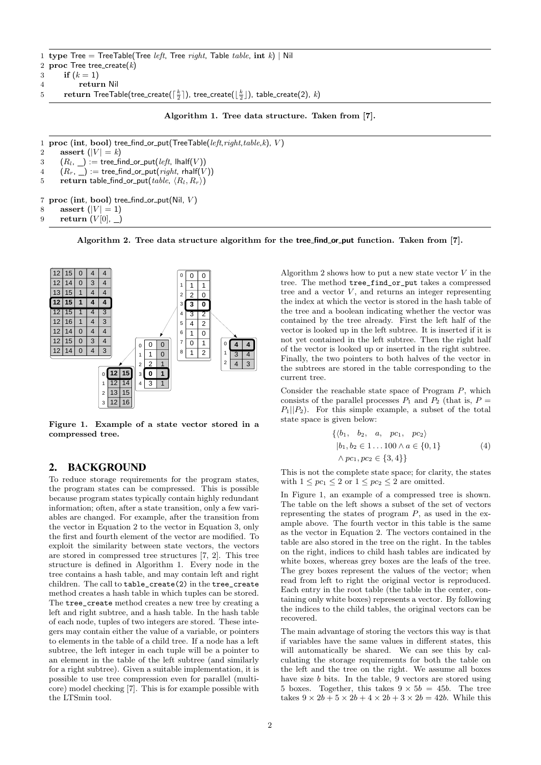```
1 type Tree = TreeTable(Tree left, Tree right, Table table, int k) | Nil
2 proc Tree tree_create(k)
3     if (k = 1)
4         return Nil
5     return TreeTable(tree_create(⌈k/2⌉), tree_create(⌊k/2⌋), table_create(2), k)
```

**Algorithm 1. Tree data structure. Taken from [7].**

```
1 proc (int, bool) tree_find_or_put(TreeTable(left,right,table,k), V)
2     assert (|V| = k)
3     (R_l, _) := tree_find_or_put(left, lhalf(V))
4     (R_r, _) := tree_find_or_put(right, rhalf(V))
5     return table_find_or_put(table, ⟨R_l, R_r⟩)

7 proc (int, bool) tree_find_or_put(Nil, V)
8     assert (|V| = 1)
9     return (V[0], _)
```

**Algorithm 2. Tree data structure algorithm for the tree_find_or_put function. Taken from [7].**

**Figure 1. Example of a state vector stored in a compressed tree.**

## 2. BACKGROUND

To reduce storage requirements for the program states, the program states can be compressed. This is possible because program states typically contain highly redundant information; often, after a state transition, only a few variables are changed. For example, after the transition from the vector in Equation 2 to the vector in Equation 3, only the first and fourth element of the vector are modified. To exploit the similarity between state vectors, the vectors are stored in compressed tree structures [7, 2]. This tree structure is defined in Algorithm 1. Every node in the tree contains a hash table, and may contain left and right children. The call to `table_create(2)` in the `tree_create` method creates a hash table in which tuples can be stored. The `tree_create` method creates a new tree by creating a left and right subtree, and a hash table. In the hash table of each node, tuples of two integers are stored. These integers may contain either the value of a variable, or pointers to elements in the table of a child tree. If a node has a left subtree, the left integer in each tuple will be a pointer to an element in the table of the left subtree (and similarly for a right subtree). Given a suitable implementation, it is possible to use tree compression even for parallel (multicore) model checking [7]. This is for example possible with the LTSmin tool.

Algorithm 2 shows how to put a new state vector $V$ in the tree. The method `tree_find_or_put` takes a compressed tree and a vector $V$, and returns an integer representing the index at which the vector is stored in the hash table of the tree and a boolean indicating whether the vector was contained by the tree already. First the left half of the vector is looked up in the left subtree. It is inserted if it is not yet contained in the left subtree. Then the right half of the vector is looked up or inserted in the right subtree. Finally, the two pointers to both halves of the vector in the subtrees are stored in the table corresponding to the current tree.

Consider the reachable state space of Program $P$, which consists of the parallel processes $P_1$ and $P_2$ (that is, $P = P_1||P_2$). For this simple example, a subset of the total state space is given below:

$$\begin{aligned}\{\langle b_1,\quad b_2,\quad a,\quad pc_1,\quad pc_2\rangle \\ |b_1, b_2 \in 1\ldots 100 \wedge a \in \{0,1\} \\ \wedge\, pc_1, pc_2 \in \{3,4\}\}\end{aligned} \tag{4}$$

This is not the complete state space; for clarity, the states with $1 \leq pc_1 \leq 2$ or $1 \leq pc_2 \leq 2$ are omitted.

In Figure 1, an example of a compressed tree is shown. The table on the left shows a subset of the set of vectors representing the states of program $P$, as used in the example above. The fourth vector in this table is the same as the vector in Equation 2. The vectors contained in the table are also stored in the tree on the right. In the tables on the right, indices to child hash tables are indicated by white boxes, whereas grey boxes are the leafs of the tree. The grey boxes represent the values of the vector; when read from left to right the original vector is reproduced. Each entry in the root table (the table in the center, containing only white boxes) represents a vector. By following the indices to the child tables, the original vectors can be recovered.

The main advantage of storing the vectors this way is that if variables have the same values in different states, this will automatically be shared. We can see this by calculating the storage requirements for both the table on the left and the tree on the right. We assume all boxes have size $b$ bits. In the table, 9 vectors are stored using 5 boxes. Together, this takes $9 \times 5b = 45b$. The tree takes $9 \times 2b + 5 \times 2b + 4 \times 2b + 3 \times 2b = 42b$. While this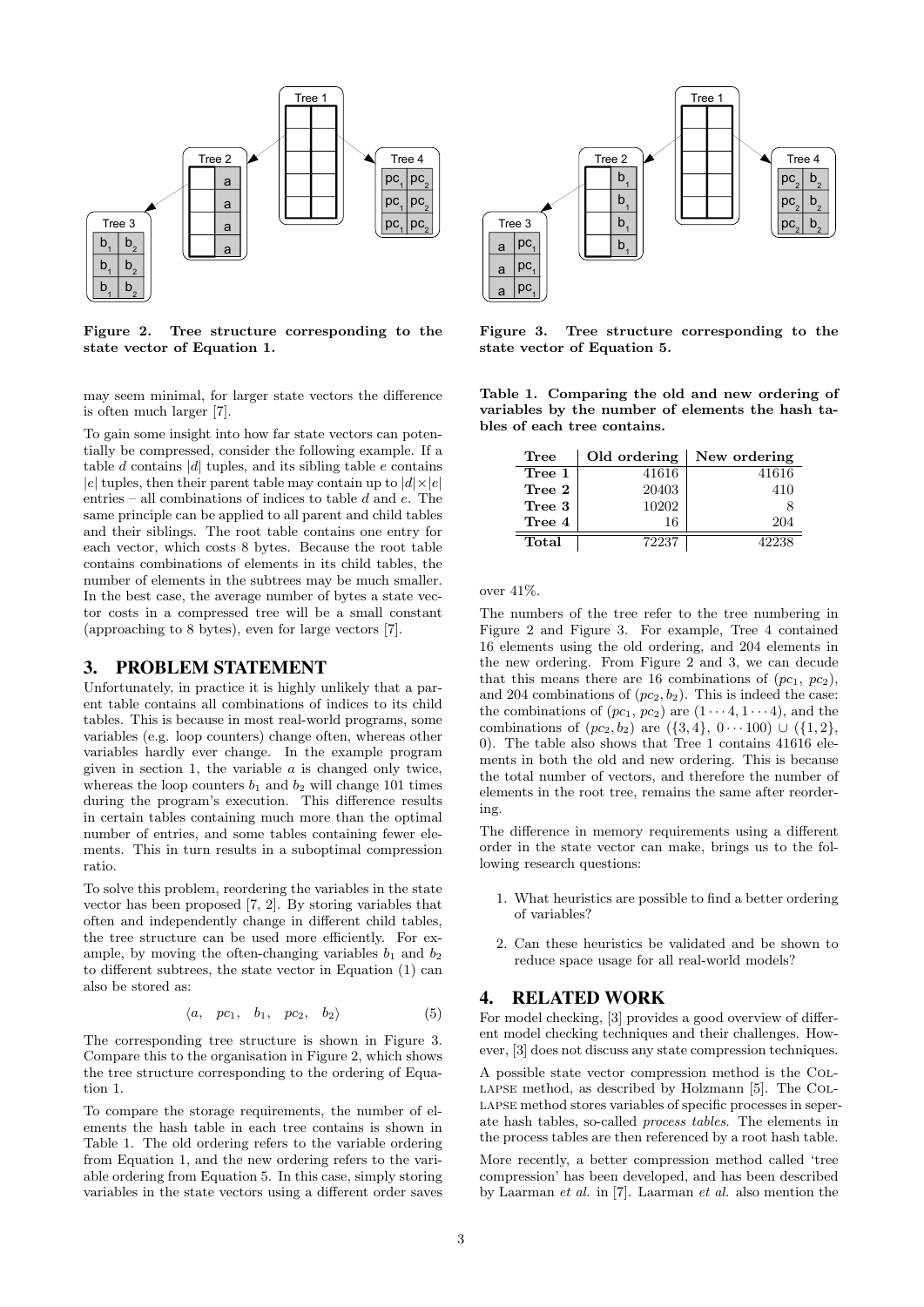Figure 2. Tree structure corresponding to the state vector of Equation 1.

Figure 3. Tree structure corresponding to the state vector of Equation 5.

may seem minimal, for larger state vectors the difference is often much larger [7].

To gain some insight into how far state vectors can potentially be compressed, consider the following example. If a table $d$ contains $|d|$ tuples, and its sibling table $e$ contains $|e|$ tuples, then their parent table may contain up to $|d| \times |e|$ entries – all combinations of indices to table $d$ and $e$. The same principle can be applied to all parent and child tables and their siblings. The root table contains one entry for each vector, which costs 8 bytes. Because the root table contains combinations of elements in its child tables, the number of elements in the subtrees may be much smaller. In the best case, the average number of bytes a state vector costs in a compressed tree will be a small constant (approaching to 8 bytes), even for large vectors [7].

## 3. PROBLEM STATEMENT

Unfortunately, in practice it is highly unlikely that a parent table contains all combinations of indices to its child tables. This is because in most real-world programs, some variables (e.g. loop counters) change often, whereas other variables hardly ever change. In the example program given in section 1, the variable $a$ is changed only twice, whereas the loop counters $b_1$ and $b_2$ will change 101 times during the program's execution. This difference results in certain tables containing much more than the optimal number of entries, and some tables containing fewer elements. This in turn results in a suboptimal compression ratio.

To solve this problem, reordering the variables in the state vector has been proposed [7, 2]. By storing variables that often and independently change in different child tables, the tree structure can be used more efficiently. For example, by moving the often-changing variables $b_1$ and $b_2$ to different subtrees, the state vector in Equation (1) can also be stored as:

$$\langle a, \quad pc_1, \quad b_1, \quad pc_2, \quad b_2 \rangle \tag{5}$$

The corresponding tree structure is shown in Figure 3. Compare this to the organisation in Figure 2, which shows the tree structure corresponding to the ordering of Equation 1.

To compare the storage requirements, the number of elements the hash table in each tree contains is shown in Table 1. The old ordering refers to the variable ordering from Equation 1, and the new ordering refers to the variable ordering from Equation 5. In this case, simply storing variables in the state vectors using a different order saves over 41%.

**Table 1. Comparing the old and new ordering of variables by the number of elements the hash tables of each tree contains.**

| Tree | Old ordering | New ordering |
|---|---|---|
| **Tree 1** | 41616 | 41616 |
| **Tree 2** | 20403 | 410 |
| **Tree 3** | 10202 | 8 |
| **Tree 4** | 16 | 204 |
| **Total** | 72237 | 42238 |

The numbers of the tree refer to the tree numbering in Figure 2 and Figure 3. For example, Tree 4 contained 16 elements using the old ordering, and 204 elements in the new ordering. From Figure 2 and 3, we can decude that this means there are 16 combinations of ($pc_1$, $pc_2$), and 204 combinations of $(pc_2, b_2)$. This is indeed the case: the combinations of ($pc_1$, $pc_2$) are $(1 \cdots 4, 1 \cdots 4)$, and the combinations of $(pc_2, b_2)$ are $(\{3, 4\}, 0 \cdots 100) \cup (\{1, 2\}, 0)$. The table also shows that Tree 1 contains 41616 elements in both the old and new ordering. This is because the total number of vectors, and therefore the number of elements in the root tree, remains the same after reordering.

The difference in memory requirements using a different order in the state vector can make, brings us to the following research questions:

1. What heuristics are possible to find a better ordering of variables?
2. Can these heuristics be validated and be shown to reduce space usage for all real-world models?

## 4. RELATED WORK

For model checking, [3] provides a good overview of different model checking techniques and their challenges. However, [3] does not discuss any state compression techniques.

A possible state vector compression method is the COLLAPSE method, as described by Holzmann [5]. The COLLAPSE method stores variables of specific processes in seperate hash tables, so-called *process tables*. The elements in the process tables are then referenced by a root hash table.

More recently, a better compression method called 'tree compression' has been developed, and has been described by Laarman *et al.* in [7]. Laarman *et al.* also mention the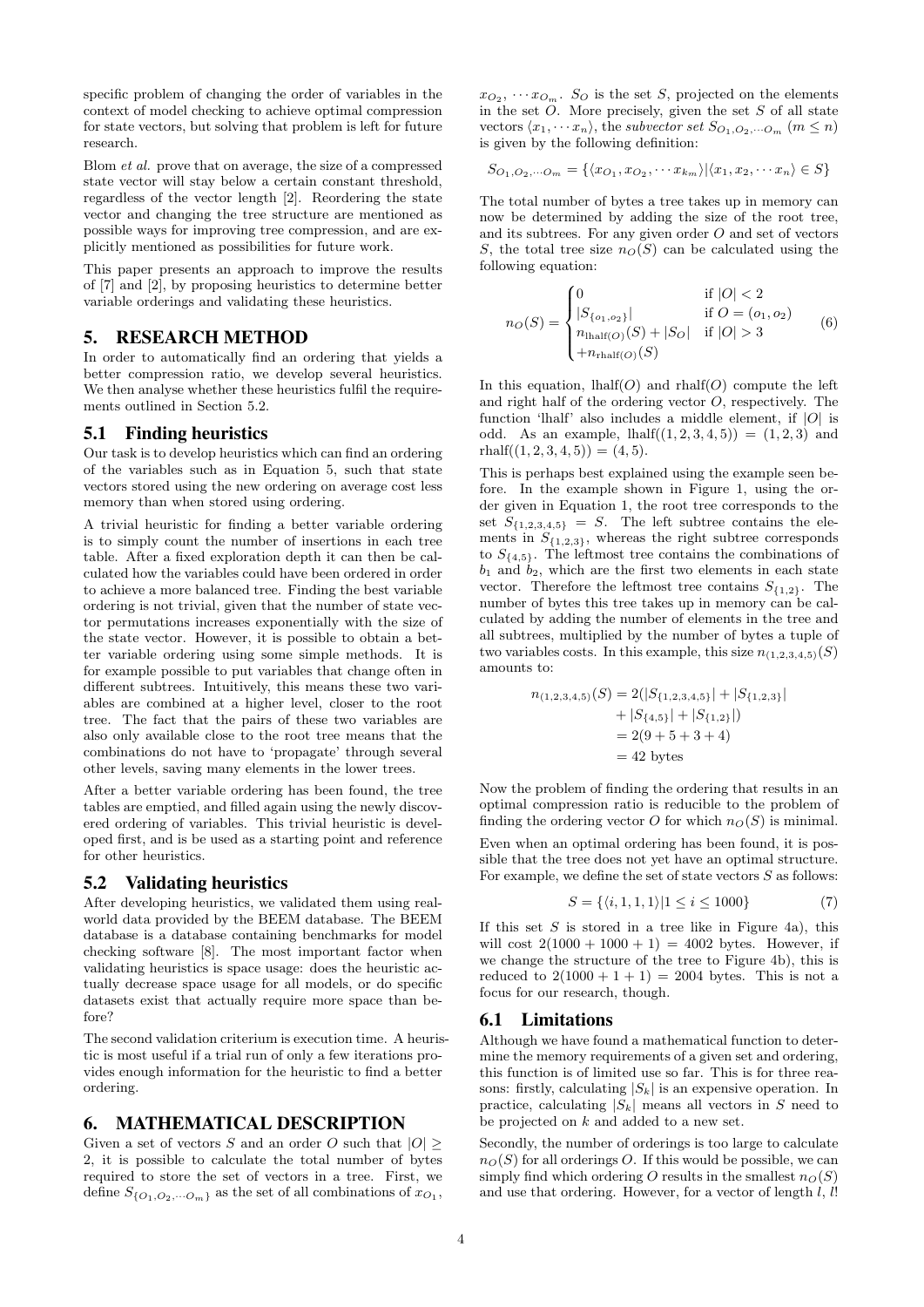specific problem of changing the order of variables in the context of model checking to achieve optimal compression for state vectors, but solving that problem is left for future research.

Blom *et al.* prove that on average, the size of a compressed state vector will stay below a certain constant threshold, regardless of the vector length [2]. Reordering the state vector and changing the tree structure are mentioned as possible ways for improving tree compression, and are explicitly mentioned as possibilities for future work.

This paper presents an approach to improve the results of [7] and [2], by proposing heuristics to determine better variable orderings and validating these heuristics.

# 5. RESEARCH METHOD

In order to automatically find an ordering that yields a better compression ratio, we develop several heuristics. We then analyse whether these heuristics fulfil the requirements outlined in Section 5.2.

## 5.1 Finding heuristics

Our task is to develop heuristics which can find an ordering of the variables such as in Equation 5, such that state vectors stored using the new ordering on average cost less memory than when stored using ordering.

A trivial heuristic for finding a better variable ordering is to simply count the number of insertions in each tree table. After a fixed exploration depth it can then be calculated how the variables could have been ordered in order to achieve a more balanced tree. Finding the best variable ordering is not trivial, given that the number of state vector permutations increases exponentially with the size of the state vector. However, it is possible to obtain a better variable ordering using some simple methods. It is for example possible to put variables that change often in different subtrees. Intuitively, this means these two variables are combined at a higher level, closer to the root tree. The fact that the pairs of these two variables are also only available close to the root tree means that the combinations do not have to 'propagate' through several other levels, saving many elements in the lower trees.

After a better variable ordering has been found, the tree tables are emptied, and filled again using the newly discovered ordering of variables. This trivial heuristic is developed first, and is be used as a starting point and reference for other heuristics.

## 5.2 Validating heuristics

After developing heuristics, we validated them using real-world data provided by the BEEM database. The BEEM database is a database containing benchmarks for model checking software [8]. The most important factor when validating heuristics is space usage: does the heuristic actually decrease space usage for all models, or do specific datasets exist that actually require more space than before?

The second validation criterium is execution time. A heuristic is most useful if a trial run of only a few iterations provides enough information for the heuristic to find a better ordering.

# 6. MATHEMATICAL DESCRIPTION

Given a set of vectors $S$ and an order $O$ such that $|O| \geq 2$, it is possible to calculate the total number of bytes required to store the set of vectors in a tree. First, we define $S_{\{O_1,O_2,\cdots O_m\}}$ as the set of all combinations of $x_{O_1}$, $x_{O_2}, \cdots x_{O_m}$. $S_O$ is the set $S$, projected on the elements in the set $O$. More precisely, given the set $S$ of all state vectors $\langle x_1, \cdots x_n\rangle$, the *subvector set* $S_{O_1,O_2,\cdots O_m}$ $(m \leq n)$ is given by the following definition:

$$S_{O_1,O_2,\cdots O_m} = \{\langle x_{O_1}, x_{O_2}, \cdots x_{k_m}\rangle | \langle x_1, x_2, \cdots x_n\rangle \in S\}$$

The total number of bytes a tree takes up in memory can now be determined by adding the size of the root tree, and its subtrees. For any given order $O$ and set of vectors $S$, the total tree size $n_O(S)$ can be calculated using the following equation:

$$n_O(S) = \begin{cases} 0 & \text{if } |O| < 2 \\ |S_{\{o_1,o_2\}}| & \text{if } O = (o_1, o_2) \\ n_{\text{lhalf}(O)}(S) + |S_O| & \text{if } |O| > 3 \\ +n_{\text{rhalf}(O)}(S) & \end{cases} \quad (6)$$

In this equation, lhalf($O$) and rhalf($O$) compute the left and right half of the ordering vector $O$, respectively. The function 'lhalf' also includes a middle element, if $|O|$ is odd. As an example, $\text{lhalf}((1, 2, 3, 4, 5)) = (1, 2, 3)$ and $\text{rhalf}((1, 2, 3, 4, 5)) = (4, 5)$.

This is perhaps best explained using the example seen before. In the example shown in Figure 1, using the order given in Equation 1, the root tree corresponds to the set $S_{\{1,2,3,4,5\}} = S$. The left subtree contains the elements in $S_{\{1,2,3\}}$, whereas the right subtree corresponds to $S_{\{4,5\}}$. The leftmost tree contains the combinations of $b_1$ and $b_2$, which are the first two elements in each state vector. Therefore the leftmost tree contains $S_{\{1,2\}}$. The number of bytes this tree takes up in memory can be calculated by adding the number of elements in the tree and all subtrees, multiplied by the number of bytes a tuple of two variables costs. In this example, this size $n_{(1,2,3,4,5)}(S)$ amounts to:

$$\begin{aligned} n_{(1,2,3,4,5)}(S) &= 2(|S_{\{1,2,3,4,5\}}| + |S_{\{1,2,3\}}| \\ &\quad + |S_{\{4,5\}}| + |S_{\{1,2\}}|) \\ &= 2(9 + 5 + 3 + 4) \\ &= 42 \text{ bytes} \end{aligned}$$

Now the problem of finding the ordering that results in an optimal compression ratio is reducible to the problem of finding the ordering vector $O$ for which $n_O(S)$ is minimal.

Even when an optimal ordering has been found, it is possible that the tree does not yet have an optimal structure. For example, we define the set of state vectors $S$ as follows:

$$S = \{\langle i, 1, 1, 1\rangle | 1 \leq i \leq 1000\} \quad (7)$$

If this set $S$ is stored in a tree like in Figure 4a), this will cost $2(1000 + 1000 + 1) = 4002$ bytes. However, if we change the structure of the tree to Figure 4b), this is reduced to $2(1000 + 1 + 1) = 2004$ bytes. This is not a focus for our research, though.

## 6.1 Limitations

Although we have found a mathematical function to determine the memory requirements of a given set and ordering, this function is of limited use so far. This is for three reasons: firstly, calculating $|S_k|$ is an expensive operation. In practice, calculating $|S_k|$ means all vectors in $S$ need to be projected on $k$ and added to a new set.

Secondly, the number of orderings is too large to calculate $n_O(S)$ for all orderings $O$. If this would be possible, we can simply find which ordering $O$ results in the smallest $n_O(S)$ and use that ordering. However, for a vector of length $l$, $l!$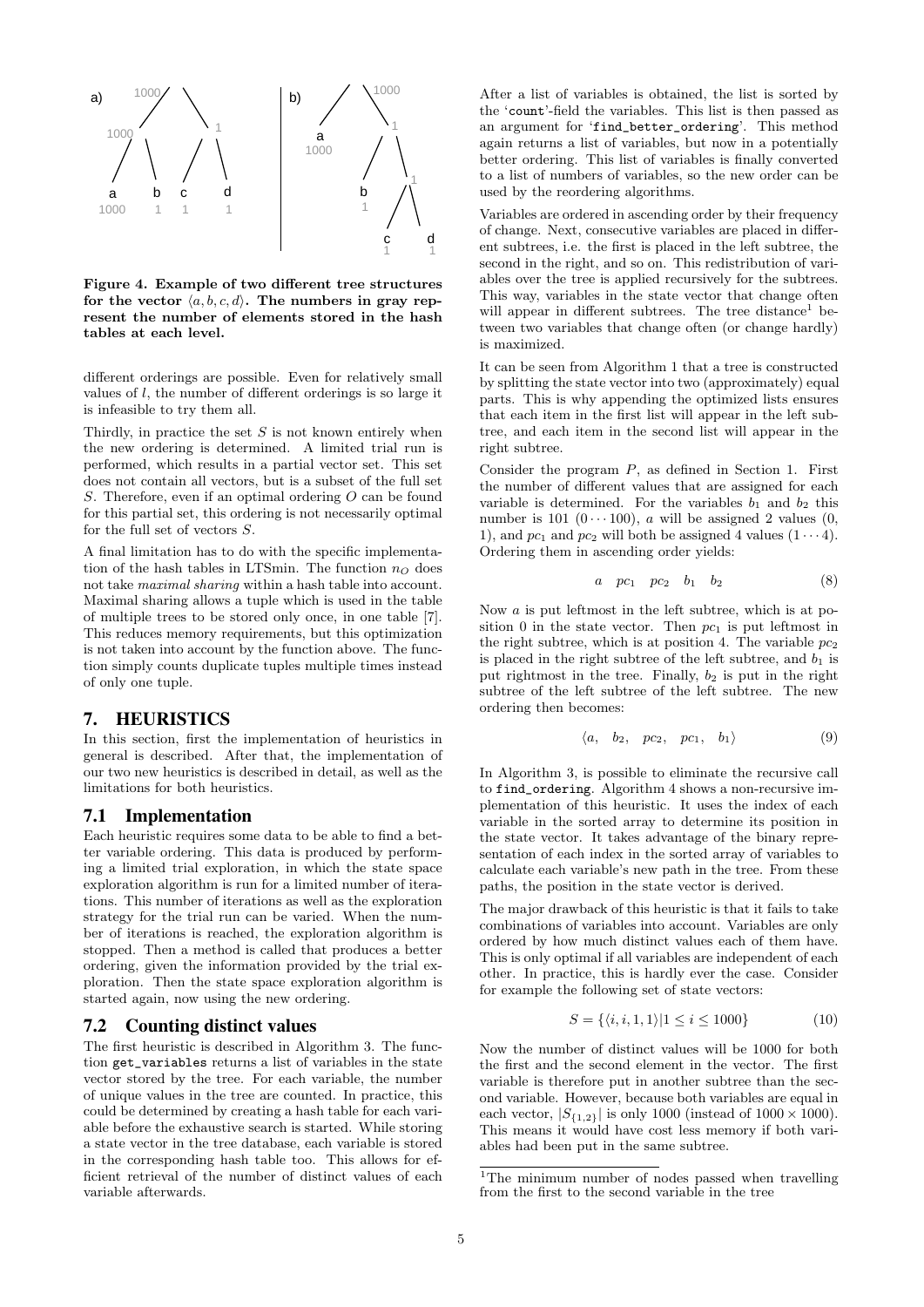a) b)

**Figure 4. Example of two different tree structures for the vector $\langle a, b, c, d \rangle$. The numbers in gray represent the number of elements stored in the hash tables at each level.**

different orderings are possible. Even for relatively small values of $l$, the number of different orderings is so large it is infeasible to try them all.

Thirdly, in practice the set $S$ is not known entirely when the new ordering is determined. A limited trial run is performed, which results in a partial vector set. This set does not contain all vectors, but is a subset of the full set $S$. Therefore, even if an optimal ordering $O$ can be found for this partial set, this ordering is not necessarily optimal for the full set of vectors $S$.

A final limitation has to do with the specific implementation of the hash tables in LTSmin. The function $n_O$ does not take *maximal sharing* within a hash table into account. Maximal sharing allows a tuple which is used in the table of multiple trees to be stored only once, in one table [7]. This reduces memory requirements, but this optimization is not taken into account by the function above. The function simply counts duplicate tuples multiple times instead of only one tuple.

# 7. HEURISTICS

In this section, first the implementation of heuristics in general is described. After that, the implementation of our two new heuristics is described in detail, as well as the limitations for both heuristics.

## 7.1 Implementation

Each heuristic requires some data to be able to find a better variable ordering. This data is produced by performing a limited trial exploration, in which the state space exploration algorithm is run for a limited number of iterations. This number of iterations as well as the exploration strategy for the trial run can be varied. When the number of iterations is reached, the exploration algorithm is stopped. Then a method is called that produces a better ordering, given the information provided by the trial exploration. Then the state space exploration algorithm is started again, now using the new ordering.

## 7.2 Counting distinct values

The first heuristic is described in Algorithm 3. The function get_variables returns a list of variables in the state vector stored by the tree. For each variable, the number of unique values in the tree are counted. In practice, this could be determined by creating a hash table for each variable before the exhaustive search is started. While storing a state vector in the tree database, each variable is stored in the corresponding hash table too. This allows for efficient retrieval of the number of distinct values of each variable afterwards.

After a list of variables is obtained, the list is sorted by the 'count'-field the variables. This list is then passed as an argument for 'find_better_ordering'. This method again returns a list of variables, but now in a potentially better ordering. This list of variables is finally converted to a list of numbers of variables, so the new order can be used by the reordering algorithms.

Variables are ordered in ascending order by their frequency of change. Next, consecutive variables are placed in different subtrees, i.e. the first is placed in the left subtree, the second in the right, and so on. This redistribution of variables over the tree is applied recursively for the subtrees. This way, variables in the state vector that change often will appear in different subtrees. The tree distance[1] between two variables that change often (or change hardly) is maximized.

It can be seen from Algorithm 1 that a tree is constructed by splitting the state vector into two (approximately) equal parts. This is why appending the optimized lists ensures that each item in the first list will appear in the left subtree, and each item in the second list will appear in the right subtree.

Consider the program $P$, as defined in Section 1. First the number of different values that are assigned for each variable is determined. For the variables $b_1$ and $b_2$ this number is 101 $(0 \cdots 100)$, $a$ will be assigned 2 values (0, 1), and $pc_1$ and $pc_2$ will both be assigned 4 values $(1 \cdots 4)$. Ordering them in ascending order yields:

$$a \quad pc_1 \quad pc_2 \quad b_1 \quad b_2 \tag{8}$$

Now $a$ is put leftmost in the left subtree, which is at position 0 in the state vector. Then $pc_1$ is put leftmost in the right subtree, which is at position 4. The variable $pc_2$ is placed in the right subtree of the left subtree, and $b_1$ is put rightmost in the tree. Finally, $b_2$ is put in the right subtree of the left subtree of the left subtree. The new ordering then becomes:

$$\langle a, \quad b_2, \quad pc_2, \quad pc_1, \quad b_1 \rangle \tag{9}$$

In Algorithm 3, is possible to eliminate the recursive call to find_ordering. Algorithm 4 shows a non-recursive implementation of this heuristic. It uses the index of each variable in the sorted array to determine its position in the state vector. It takes advantage of the binary representation of each index in the sorted array of variables to calculate each variable's new path in the tree. From these paths, the position in the state vector is derived.

The major drawback of this heuristic is that it fails to take combinations of variables into account. Variables are only ordered by how much distinct values each of them have. This is only optimal if all variables are independent of each other. In practice, this is hardly ever the case. Consider for example the following set of state vectors:

$$S = \{\langle i, i, 1, 1 \rangle | 1 \le i \le 1000\} \tag{10}$$

Now the number of distinct values will be 1000 for both the first and the second element in the vector. The first variable is therefore put in another subtree than the second variable. However, because both variables are equal in each vector, $|S_{\{1,2\}}|$ is only 1000 (instead of $1000 \times 1000$). This means it would have cost less memory if both variables had been put in the same subtree.

[1]The minimum number of nodes passed when travelling from the first to the second variable in the tree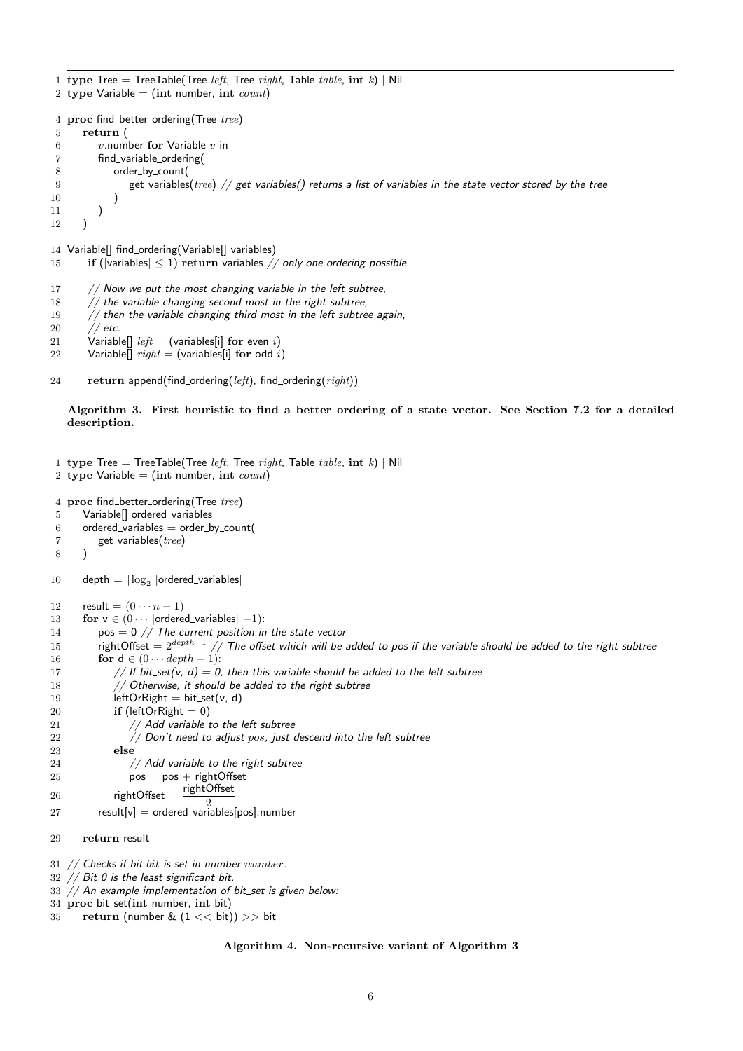```
1 type Tree = TreeTable(Tree left, Tree right, Table table, int k) | Nil
2 type Variable = (int number, int count)

4 proc find_better_ordering(Tree tree)
5     return (
6         v.number for Variable v in
7         find_variable_ordering(
8             order_by_count(
9                 get_variables(tree) // get_variables() returns a list of variables in the state vector stored by the tree
10            )
11        )
12    )

14 Variable[] find_ordering(Variable[] variables)
15     if (|variables| ≤ 1) return variables // only one ordering possible

17     // Now we put the most changing variable in the left subtree,
18     // the variable changing second most in the right subtree,
19     // then the variable changing third most in the left subtree again,
20     // etc.
21     Variable[] left = (variables[i] for even i)
22     Variable[] right = (variables[i] for odd i)

24     return append(find_ordering(left), find_ordering(right))
```

**Algorithm 3. First heuristic to find a better ordering of a state vector. See Section 7.2 for a detailed description.**

```
1 type Tree = TreeTable(Tree left, Tree right, Table table, int k) | Nil
2 type Variable = (int number, int count)

4 proc find_better_ordering(Tree tree)
5     Variable[] ordered_variables
6     ordered_variables = order_by_count(
7         get_variables(tree)
8     )

10    depth = ⌈log_2 |ordered_variables| ⌉

12    result = (0 ··· n − 1)
13    for v ∈ (0 ··· |ordered_variables| −1):
14        pos = 0 // The current position in the state vector
15        rightOffset = 2^(depth−1) // The offset which will be added to pos if the variable should be added to the right subtree
16        for d ∈ (0 ··· depth − 1):
17            // If bit_set(v, d) = 0, then this variable should be added to the left subtree
18            // Otherwise, it should be added to the right subtree
19            leftOrRight = bit_set(v, d)
20            if (leftOrRight = 0)
21                // Add variable to the left subtree
22                // Don't need to adjust pos, just descend into the left subtree
23            else
24                // Add variable to the right subtree
25                pos = pos + rightOffset
26            rightOffset = rightOffset / 2
27        result[v] = ordered_variables[pos].number

29    return result

31 // Checks if bit bit is set in number number.
32 // Bit 0 is the least significant bit.
33 // An example implementation of bit_set is given below:
34 proc bit_set(int number, int bit)
35     return (number & (1 << bit)) >> bit
```

**Algorithm 4. Non-recursive variant of Algorithm 3**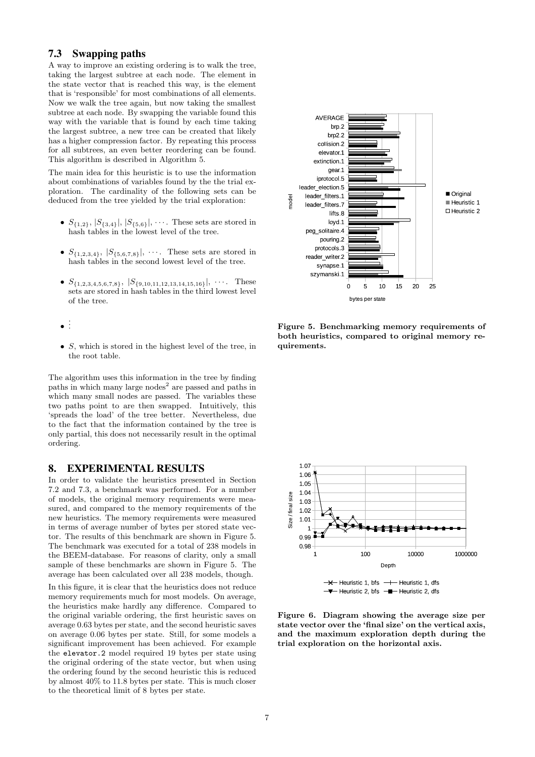### 7.3 Swapping paths

A way to improve an existing ordering is to walk the tree, taking the largest subtree at each node. The element in the state vector that is reached this way, is the element that is 'responsible' for most combinations of all elements. Now we walk the tree again, but now taking the smallest subtree at each node. By swapping the variable found this way with the variable that is found by each time taking the largest subtree, a new tree can be created that likely has a higher compression factor. By repeating this process for all subtrees, an even better reordering can be found. This algorithm is described in Algorithm 5.

The main idea for this heuristic is to use the information about combinations of variables found by the the trial exploration. The cardinality of the following sets can be deduced from the tree yielded by the trial exploration:

- $S_{\{1,2\}}$, $|S_{\{3,4\}}|$, $|S_{\{5,6\}}|$, $\cdots$. These sets are stored in hash tables in the lowest level of the tree.
- $S_{\{1,2,3,4\}}$, $|S_{\{5,6,7,8\}}|$, $\cdots$. These sets are stored in hash tables in the second lowest level of the tree.
- $S_{\{1,2,3,4,5,6,7,8\}}$, $|S_{\{9,10,11,12,13,14,15,16\}}|$, $\cdots$. These sets are stored in hash tables in the third lowest level of the tree.
- $\vdots$
- $S$, which is stored in the highest level of the tree, in the root table.

The algorithm uses this information in the tree by finding paths in which many large nodes[2] are passed and paths in which many small nodes are passed. The variables these two paths point to are then swapped. Intuitively, this 'spreads the load' of the tree better. Nevertheless, due to the fact that the information contained by the tree is only partial, this does not necessarily result in the optimal ordering.

## 8. EXPERIMENTAL RESULTS

In order to validate the heuristics presented in Section 7.2 and 7.3, a benchmark was performed. For a number of models, the original memory requirements were measured, and compared to the memory requirements of the new heuristics. The memory requirements were measured in terms of average number of bytes per stored state vector. The results of this benchmark are shown in Figure 5. The benchmark was executed for a total of 238 models in the BEEM-database. For reasons of clarity, only a small sample of these benchmarks are shown in Figure 5. The average has been calculated over all 238 models, though.

In this figure, it is clear that the heuristics does not reduce memory requirements much for most models. On average, the heuristics make hardly any difference. Compared to the original variable ordering, the first heuristic saves on average 0.63 bytes per state, and the second heuristic saves on average 0.06 bytes per state. Still, for some models a significant improvement has been achieved. For example the `elevator.2` model required 19 bytes per state using the original ordering of the state vector, but when using the ordering found by the second heuristic this is reduced by almost 40% to 11.8 bytes per state. This is much closer to the theoretical limit of 8 bytes per state.

**Figure 5. Benchmarking memory requirements of both heuristics, compared to original memory requirements.**

**Figure 6. Diagram showing the average size per state vector over the 'final size' on the vertical axis, and the maximum exploration depth during the trial exploration on the horizontal axis.**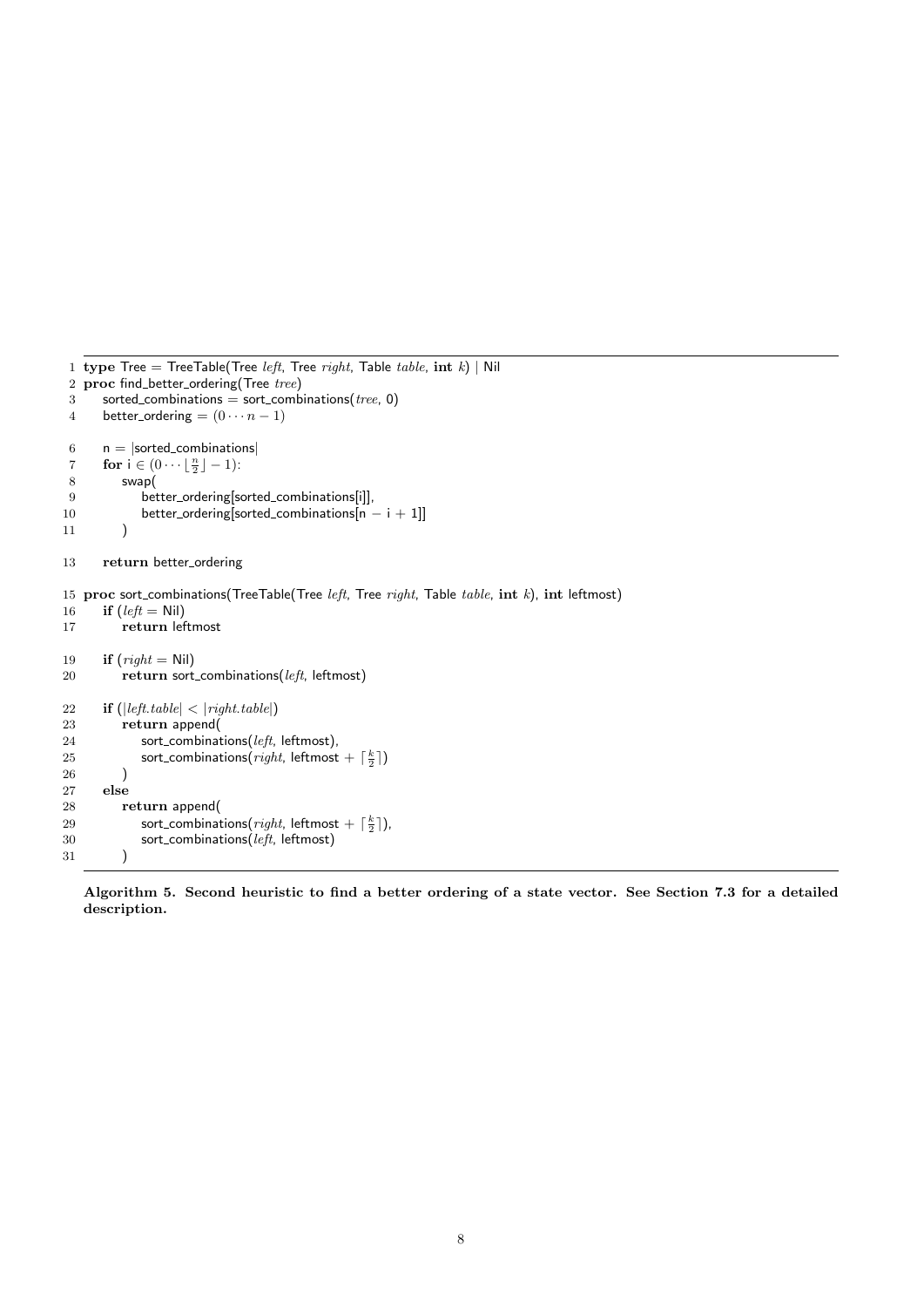```
 1 type Tree = TreeTable(Tree left, Tree right, Table table, int k) | Nil
 2 proc find_better_ordering(Tree tree)
 3     sorted_combinations = sort_combinations(tree, 0)
 4     better_ordering = (0 ··· n − 1)

 6     n = |sorted_combinations|
 7     for i ∈ (0 ··· ⌊n/2⌋ − 1):
 8         swap(
 9             better_ordering[sorted_combinations[i]],
10             better_ordering[sorted_combinations[n − i + 1]]
11         )

13     return better_ordering

15 proc sort_combinations(TreeTable(Tree left, Tree right, Table table, int k), int leftmost)
16     if (left = Nil)
17         return leftmost

19     if (right = Nil)
20         return sort_combinations(left, leftmost)

22     if (|left.table| < |right.table|)
23         return append(
24             sort_combinations(left, leftmost),
25             sort_combinations(right, leftmost + ⌈k/2⌉)
26         )
27     else
28         return append(
29             sort_combinations(right, leftmost + ⌈k/2⌉),
30             sort_combinations(left, leftmost)
31         )
```

**Algorithm 5. Second heuristic to find a better ordering of a state vector. See Section 7.3 for a detailed description.**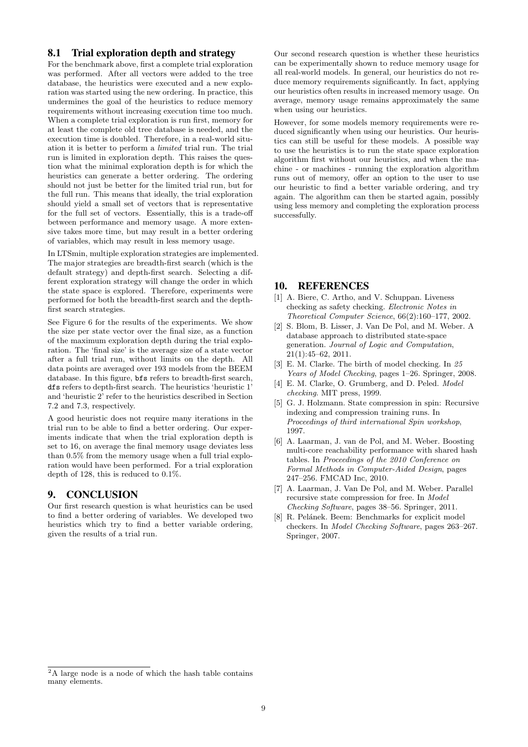## 8.1 Trial exploration depth and strategy

For the benchmark above, first a complete trial exploration was performed. After all vectors were added to the tree database, the heuristics were executed and a new exploration was started using the new ordering. In practice, this undermines the goal of the heuristics to reduce memory requirements without increasing execution time too much. When a complete trial exploration is run first, memory for at least the complete old tree database is needed, and the execution time is doubled. Therefore, in a real-world situation it is better to perform a *limited* trial run. The trial run is limited in exploration depth. This raises the question what the minimal exploration depth is for which the heuristics can generate a better ordering. The ordering should not just be better for the limited trial run, but for the full run. This means that ideally, the trial exploration should yield a small set of vectors that is representative for the full set of vectors. Essentially, this is a trade-off between performance and memory usage. A more extensive takes more time, but may result in a better ordering of variables, which may result in less memory usage.

In LTSmin, multiple exploration strategies are implemented. The major strategies are breadth-first search (which is the default strategy) and depth-first search. Selecting a different exploration strategy will change the order in which the state space is explored. Therefore, experiments were performed for both the breadth-first search and the depth-first search strategies.

See Figure 6 for the results of the experiments. We show the size per state vector over the final size, as a function of the maximum exploration depth during the trial exploration. The 'final size' is the average size of a state vector after a full trial run, without limits on the depth. All data points are averaged over 193 models from the BEEM database. In this figure, `bfs` refers to breadth-first search, `dfs` refers to depth-first search. The heuristics 'heuristic 1' and 'heuristic 2' refer to the heuristics described in Section 7.2 and 7.3, respectively.

A good heuristic does not require many iterations in the trial run to be able to find a better ordering. Our experiments indicate that when the trial exploration depth is set to 16, on average the final memory usage deviates less than 0.5% from the memory usage when a full trial exploration would have been performed. For a trial exploration depth of 128, this is reduced to 0.1%.

# 9. CONCLUSION

Our first research question is what heuristics can be used to find a better ordering of variables. We developed two heuristics which try to find a better variable ordering, given the results of a trial run.

Our second research question is whether these heuristics can be experimentally shown to reduce memory usage for all real-world models. In general, our heuristics do not reduce memory requirements significantly. In fact, applying our heuristics often results in increased memory usage. On average, memory usage remains approximately the same when using our heuristics.

However, for some models memory requirements were reduced significantly when using our heuristics. Our heuristics can still be useful for these models. A possible way to use the heuristics is to run the state space exploration algorithm first without our heuristics, and when the machine - or machines - running the exploration algorithm runs out of memory, offer an option to the user to use our heuristic to find a better variable ordering, and try again. The algorithm can then be started again, possibly using less memory and completing the exploration process successfully.

# 10. REFERENCES

[1] A. Biere, C. Artho, and V. Schuppan. Liveness checking as safety checking. *Electronic Notes in Theoretical Computer Science*, 66(2):160–177, 2002.

[2] S. Blom, B. Lisser, J. Van De Pol, and M. Weber. A database approach to distributed state-space generation. *Journal of Logic and Computation*, 21(1):45–62, 2011.

[3] E. M. Clarke. The birth of model checking. In *25 Years of Model Checking*, pages 1–26. Springer, 2008.

[4] E. M. Clarke, O. Grumberg, and D. Peled. *Model checking*. MIT press, 1999.

[5] G. J. Holzmann. State compression in spin: Recursive indexing and compression training runs. In *Proceedings of third international Spin workshop*, 1997.

[6] A. Laarman, J. van de Pol, and M. Weber. Boosting multi-core reachability performance with shared hash tables. In *Proceedings of the 2010 Conference on Formal Methods in Computer-Aided Design*, pages 247–256. FMCAD Inc, 2010.

[7] A. Laarman, J. Van De Pol, and M. Weber. Parallel recursive state compression for free. In *Model Checking Software*, pages 38–56. Springer, 2011.

[8] R. Pelánek. Beem: Benchmarks for explicit model checkers. In *Model Checking Software*, pages 263–267. Springer, 2007.

[2] A large node is a node of which the hash table contains many elements.